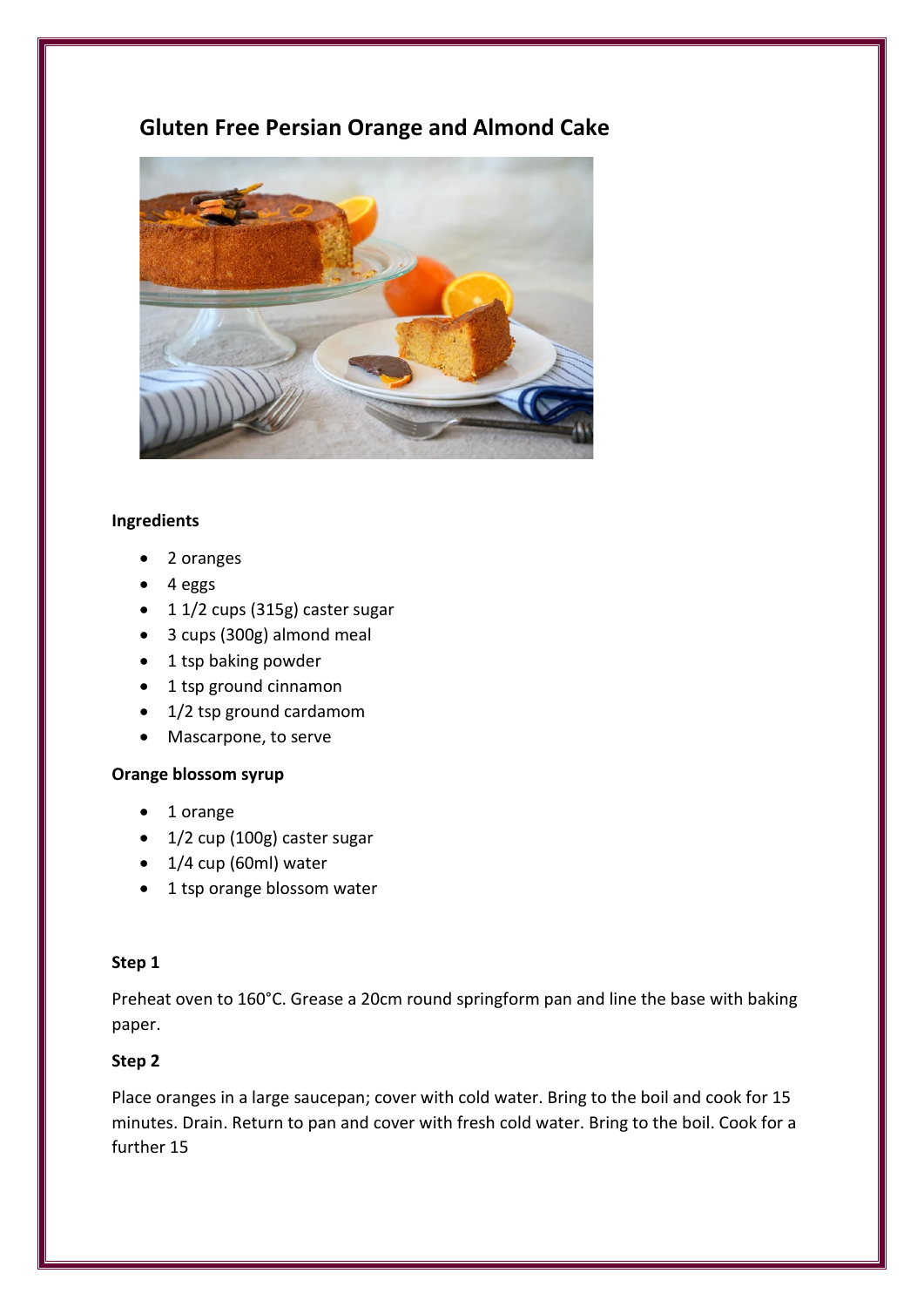# Gluten Free Persian Orange and Almond Cake

**Ingredients**

- 2 oranges
- 4 eggs
- 1 1/2 cups (315g) caster sugar
- 3 cups (300g) almond meal
- 1 tsp baking powder
- 1 tsp ground cinnamon
- 1/2 tsp ground cardamom
- Mascarpone, to serve

**Orange blossom syrup**

- 1 orange
- 1/2 cup (100g) caster sugar
- 1/4 cup (60ml) water
- 1 tsp orange blossom water

**Step 1**

Preheat oven to 160°C. Grease a 20cm round springform pan and line the base with baking paper.

**Step 2**

Place oranges in a large saucepan; cover with cold water. Bring to the boil and cook for 15 minutes. Drain. Return to pan and cover with fresh cold water. Bring to the boil. Cook for a further 15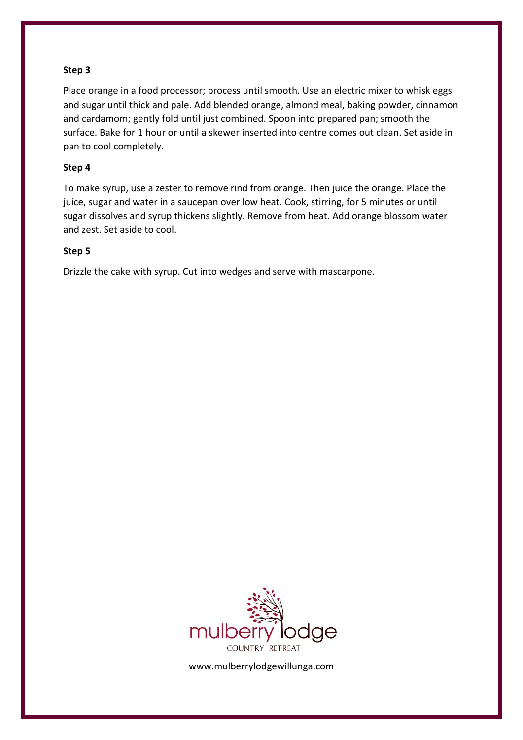**Step 3**

Place orange in a food processor; process until smooth. Use an electric mixer to whisk eggs and sugar until thick and pale. Add blended orange, almond meal, baking powder, cinnamon and cardamom; gently fold until just combined. Spoon into prepared pan; smooth the surface. Bake for 1 hour or until a skewer inserted into centre comes out clean. Set aside in pan to cool completely.

**Step 4**

To make syrup, use a zester to remove rind from orange. Then juice the orange. Place the juice, sugar and water in a saucepan over low heat. Cook, stirring, for 5 minutes or until sugar dissolves and syrup thickens slightly. Remove from heat. Add orange blossom water and zest. Set aside to cool.

**Step 5**

Drizzle the cake with syrup. Cut into wedges and serve with mascarpone.

mulberry lodge

COUNTRY RETREAT

www.mulberrylodgewillunga.com